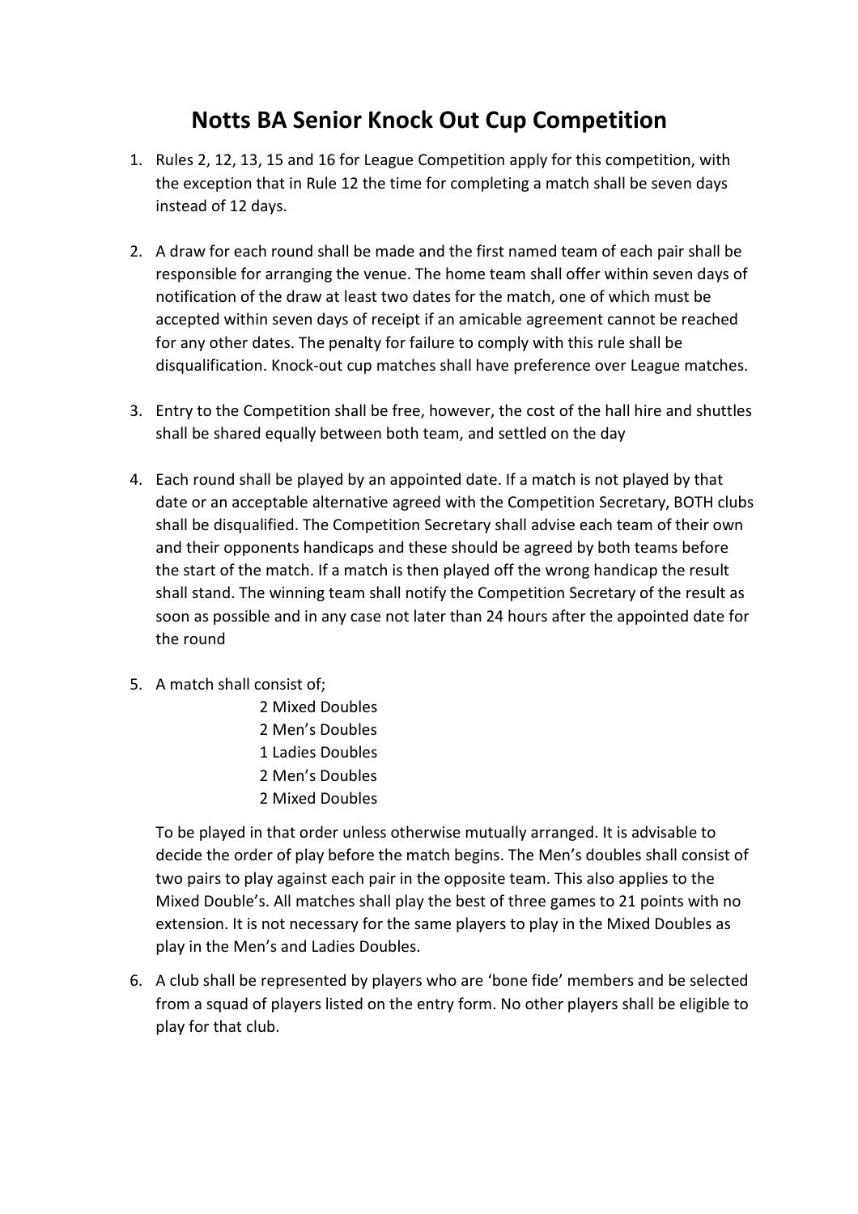# Notts BA Senior Knock Out Cup Competition

1. Rules 2, 12, 13, 15 and 16 for League Competition apply for this competition, with the exception that in Rule 12 the time for completing a match shall be seven days instead of 12 days.

2. A draw for each round shall be made and the first named team of each pair shall be responsible for arranging the venue. The home team shall offer within seven days of notification of the draw at least two dates for the match, one of which must be accepted within seven days of receipt if an amicable agreement cannot be reached for any other dates. The penalty for failure to comply with this rule shall be disqualification. Knock-out cup matches shall have preference over League matches.

3. Entry to the Competition shall be free, however, the cost of the hall hire and shuttles shall be shared equally between both team, and settled on the day

4. Each round shall be played by an appointed date. If a match is not played by that date or an acceptable alternative agreed with the Competition Secretary, BOTH clubs shall be disqualified. The Competition Secretary shall advise each team of their own and their opponents handicaps and these should be agreed by both teams before the start of the match. If a match is then played off the wrong handicap the result shall stand. The winning team shall notify the Competition Secretary of the result as soon as possible and in any case not later than 24 hours after the appointed date for the round

5. A match shall consist of;

   2 Mixed Doubles
   2 Men's Doubles
   1 Ladies Doubles
   2 Men's Doubles
   2 Mixed Doubles

   To be played in that order unless otherwise mutually arranged. It is advisable to decide the order of play before the match begins. The Men's doubles shall consist of two pairs to play against each pair in the opposite team. This also applies to the Mixed Double's. All matches shall play the best of three games to 21 points with no extension. It is not necessary for the same players to play in the Mixed Doubles as play in the Men's and Ladies Doubles.

6. A club shall be represented by players who are 'bone fide' members and be selected from a squad of players listed on the entry form. No other players shall be eligible to play for that club.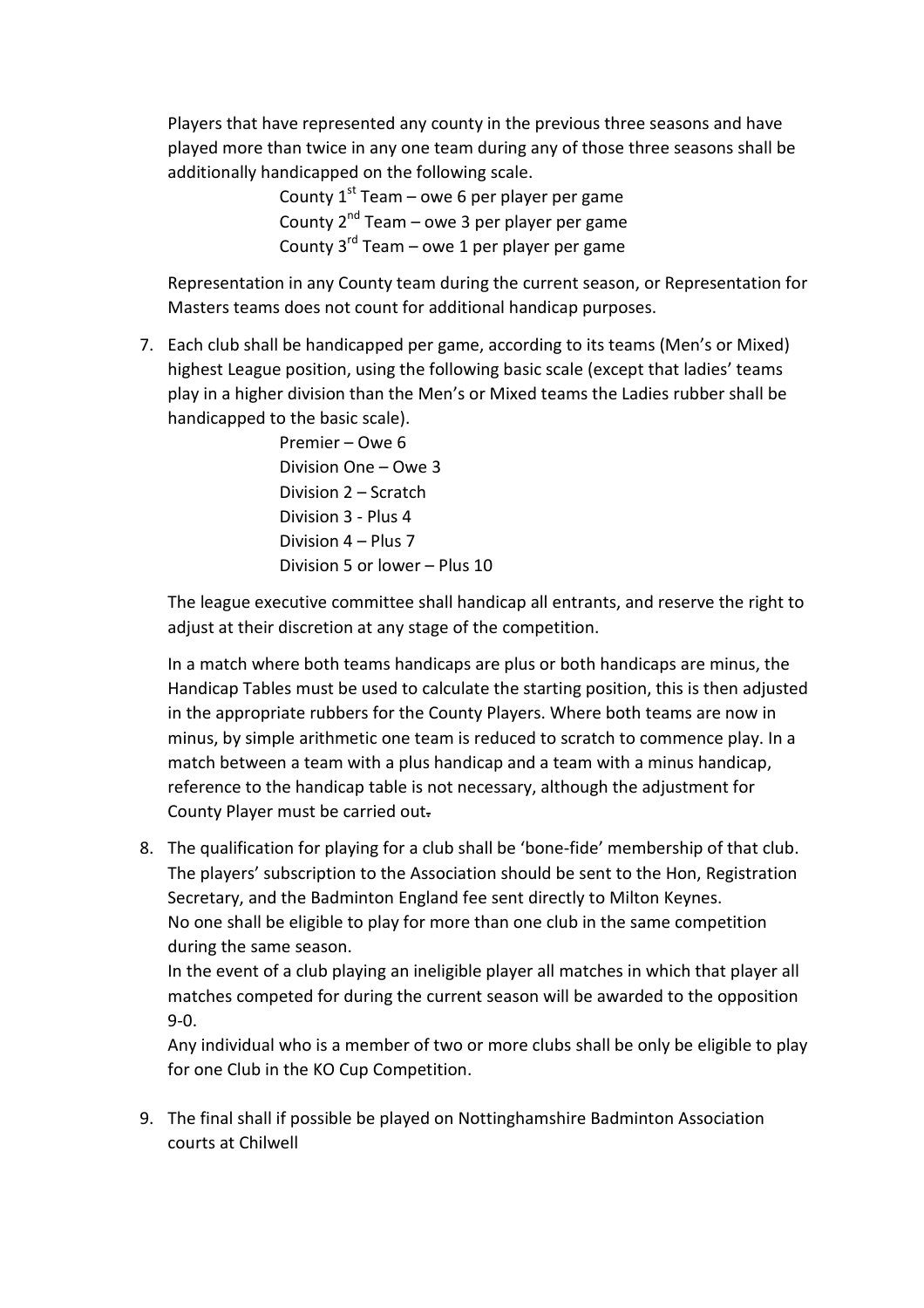Players that have represented any county in the previous three seasons and have played more than twice in any one team during any of those three seasons shall be additionally handicapped on the following scale.

County 1st Team – owe 6 per player per game
County 2nd Team – owe 3 per player per game
County 3rd Team – owe 1 per player per game

Representation in any County team during the current season, or Representation for Masters teams does not count for additional handicap purposes.

7. Each club shall be handicapped per game, according to its teams (Men's or Mixed) highest League position, using the following basic scale (except that ladies' teams play in a higher division than the Men's or Mixed teams the Ladies rubber shall be handicapped to the basic scale).

   Premier – Owe 6
   Division One – Owe 3
   Division 2 – Scratch
   Division 3 - Plus 4
   Division 4 – Plus 7
   Division 5 or lower – Plus 10

   The league executive committee shall handicap all entrants, and reserve the right to adjust at their discretion at any stage of the competition.

   In a match where both teams handicaps are plus or both handicaps are minus, the Handicap Tables must be used to calculate the starting position, this is then adjusted in the appropriate rubbers for the County Players. Where both teams are now in minus, by simple arithmetic one team is reduced to scratch to commence play. In a match between a team with a plus handicap and a team with a minus handicap, reference to the handicap table is not necessary, although the adjustment for County Player must be carried out.

8. The qualification for playing for a club shall be 'bone-fide' membership of that club. The players' subscription to the Association should be sent to the Hon, Registration Secretary, and the Badminton England fee sent directly to Milton Keynes.
   No one shall be eligible to play for more than one club in the same competition during the same season.
   In the event of a club playing an ineligible player all matches in which that player all matches competed for during the current season will be awarded to the opposition 9-0.
   Any individual who is a member of two or more clubs shall be only be eligible to play for one Club in the KO Cup Competition.

9. The final shall if possible be played on Nottinghamshire Badminton Association courts at Chilwell